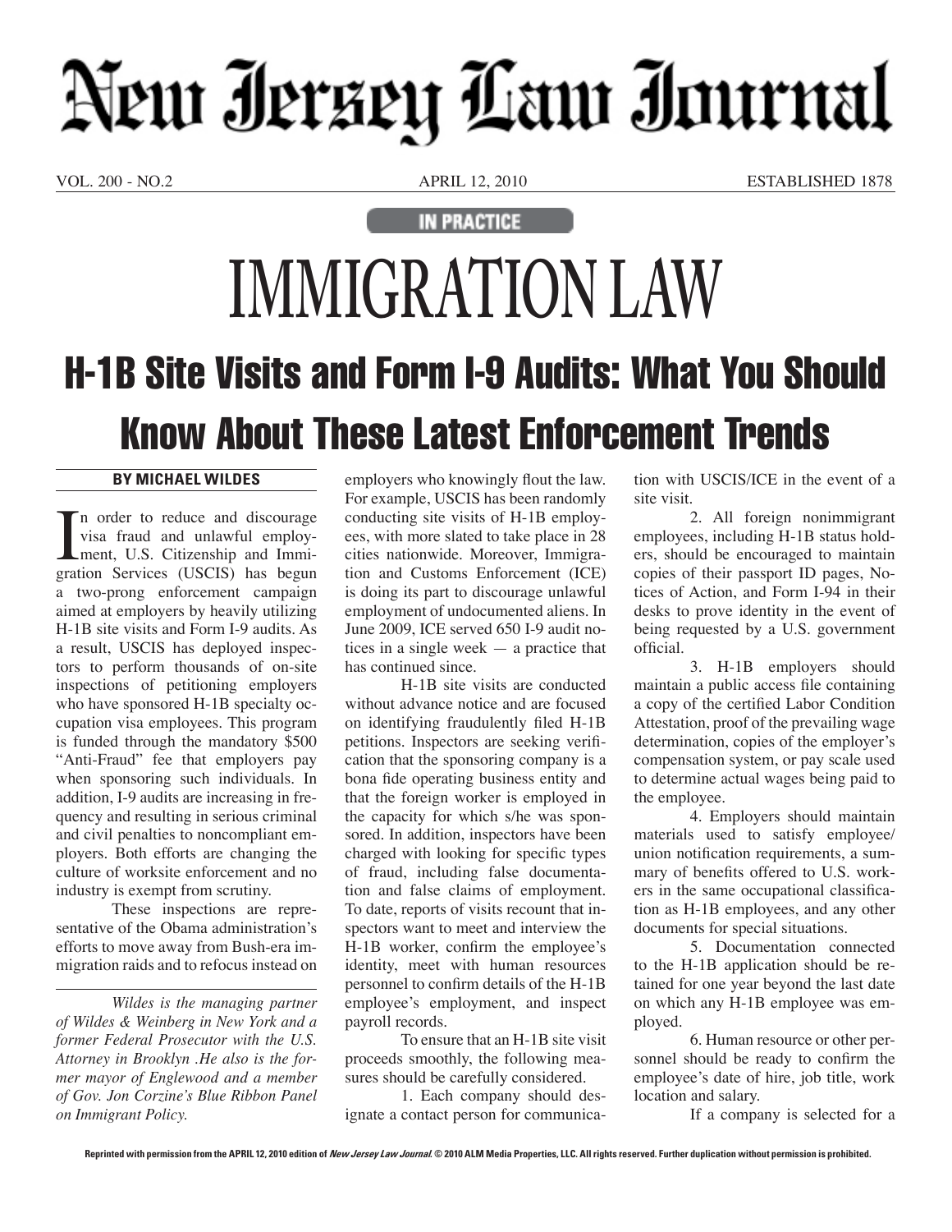# New Jersey Law Journal

VOL. 200 - NO.2 APRIL 12, 2010 ESTABLISHED 1878

IN PRACTICE

# IMMIGRATION LAW

## H-1B Site Visits and Form I-9 Audits: What You Should Know About These Latest Enforcement Trends

**BY MICHAEL WILDES**

In order to reduce and discourage visa fraud and unlawful employment, U.S. Citizenship and Immigration Services (USCIS) has begun a two-prong enforcement campaign aimed at employers by heavily utilizing H-1B site visits and Form I-9 audits. As a result, USCIS has deployed inspectors to perform thousands of on-site inspections of petitioning employers who have sponsored H-1B specialty occupation visa employees. This program is funded through the mandatory $500 "Anti-Fraud" fee that employers pay when sponsoring such individuals. In addition, I-9 audits are increasing in frequency and resulting in serious criminal and civil penalties to noncompliant employers. Both efforts are changing the culture of worksite enforcement and no industry is exempt from scrutiny.

These inspections are representative of the Obama administration's efforts to move away from Bush-era immigration raids and to refocus instead on employers who knowingly flout the law. For example, USCIS has been randomly conducting site visits of H-1B employees, with more slated to take place in 28 cities nationwide. Moreover, Immigration and Customs Enforcement (ICE) is doing its part to discourage unlawful employment of undocumented aliens. In June 2009, ICE served 650 I-9 audit notices in a single week — a practice that has continued since.

H-1B site visits are conducted without advance notice and are focused on identifying fraudulently filed H-1B petitions. Inspectors are seeking verification that the sponsoring company is a bona fide operating business entity and that the foreign worker is employed in the capacity for which s/he was sponsored. In addition, inspectors have been charged with looking for specific types of fraud, including false documentation and false claims of employment. To date, reports of visits recount that inspectors want to meet and interview the H-1B worker, confirm the employee's identity, meet with human resources personnel to confirm details of the H-1B employee's employment, and inspect payroll records.

To ensure that an H-1B site visit proceeds smoothly, the following measures should be carefully considered.

1. Each company should designate a contact person for communication with USCIS/ICE in the event of a site visit.

2. All foreign nonimmigrant employees, including H-1B status holders, should be encouraged to maintain copies of their passport ID pages, Notices of Action, and Form I-94 in their desks to prove identity in the event of being requested by a U.S. government official.

3. H-1B employers should maintain a public access file containing a copy of the certified Labor Condition Attestation, proof of the prevailing wage determination, copies of the employer's compensation system, or pay scale used to determine actual wages being paid to the employee.

4. Employers should maintain materials used to satisfy employee/union notification requirements, a summary of benefits offered to U.S. workers in the same occupational classification as H-1B employees, and any other documents for special situations.

5. Documentation connected to the H-1B application should be retained for one year beyond the last date on which any H-1B employee was employed.

6. Human resource or other personnel should be ready to confirm the employee's date of hire, job title, work location and salary.

If a company is selected for a

---

*Wildes is the managing partner of Wildes & Weinberg in New York and a former Federal Prosecutor with the U.S. Attorney in Brooklyn .He also is the former mayor of Englewood and a member of Gov. Jon Corzine's Blue Ribbon Panel on Immigrant Policy.*

Reprinted with permission from the APRIL 12, 2010 edition of *New Jersey Law Journal*. © 2010 ALM Media Properties, LLC. All rights reserved. Further duplication without permission is prohibited.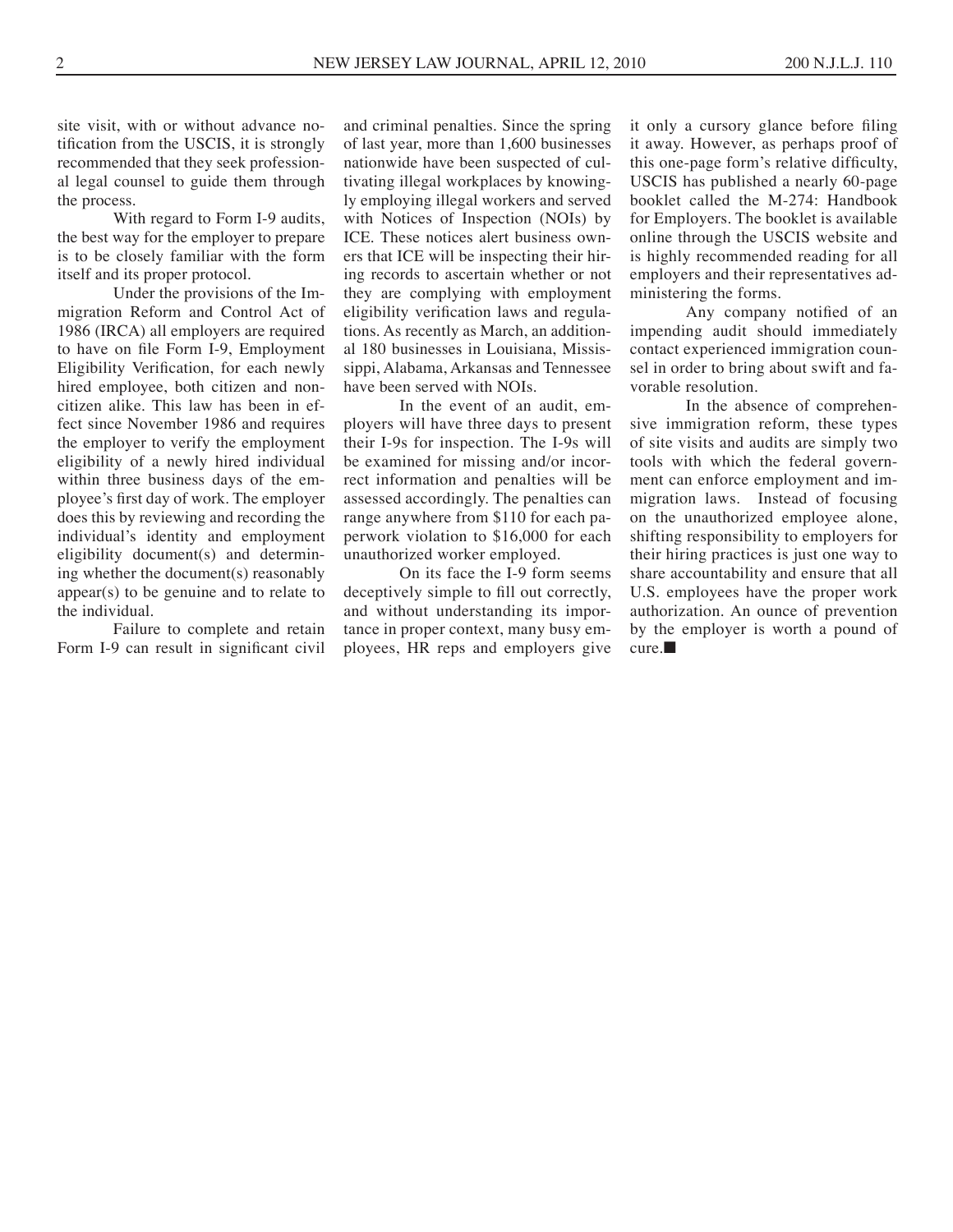site visit, with or without advance notification from the USCIS, it is strongly recommended that they seek professional legal counsel to guide them through the process.

With regard to Form I-9 audits, the best way for the employer to prepare is to be closely familiar with the form itself and its proper protocol.

Under the provisions of the Immigration Reform and Control Act of 1986 (IRCA) all employers are required to have on file Form I-9, Employment Eligibility Verification, for each newly hired employee, both citizen and noncitizen alike. This law has been in effect since November 1986 and requires the employer to verify the employment eligibility of a newly hired individual within three business days of the employee's first day of work. The employer does this by reviewing and recording the individual's identity and employment eligibility document(s) and determining whether the document(s) reasonably appear(s) to be genuine and to relate to the individual.

Failure to complete and retain Form I-9 can result in significant civil and criminal penalties. Since the spring of last year, more than 1,600 businesses nationwide have been suspected of cultivating illegal workplaces by knowingly employing illegal workers and served with Notices of Inspection (NOIs) by ICE. These notices alert business owners that ICE will be inspecting their hiring records to ascertain whether or not they are complying with employment eligibility verification laws and regulations. As recently as March, an additional 180 businesses in Louisiana, Mississippi, Alabama, Arkansas and Tennessee have been served with NOIs.

In the event of an audit, employers will have three days to present their I-9s for inspection. The I-9s will be examined for missing and/or incorrect information and penalties will be assessed accordingly. The penalties can range anywhere from $110 for each paperwork violation to $16,000 for each unauthorized worker employed.

On its face the I-9 form seems deceptively simple to fill out correctly, and without understanding its importance in proper context, many busy employees, HR reps and employers give it only a cursory glance before filing it away. However, as perhaps proof of this one-page form's relative difficulty, USCIS has published a nearly 60-page booklet called the M-274: Handbook for Employers. The booklet is available online through the USCIS website and is highly recommended reading for all employers and their representatives administering the forms.

Any company notified of an impending audit should immediately contact experienced immigration counsel in order to bring about swift and favorable resolution.

In the absence of comprehensive immigration reform, these types of site visits and audits are simply two tools with which the federal government can enforce employment and immigration laws. Instead of focusing on the unauthorized employee alone, shifting responsibility to employers for their hiring practices is just one way to share accountability and ensure that all U.S. employees have the proper work authorization. An ounce of prevention by the employer is worth a pound of cure.■